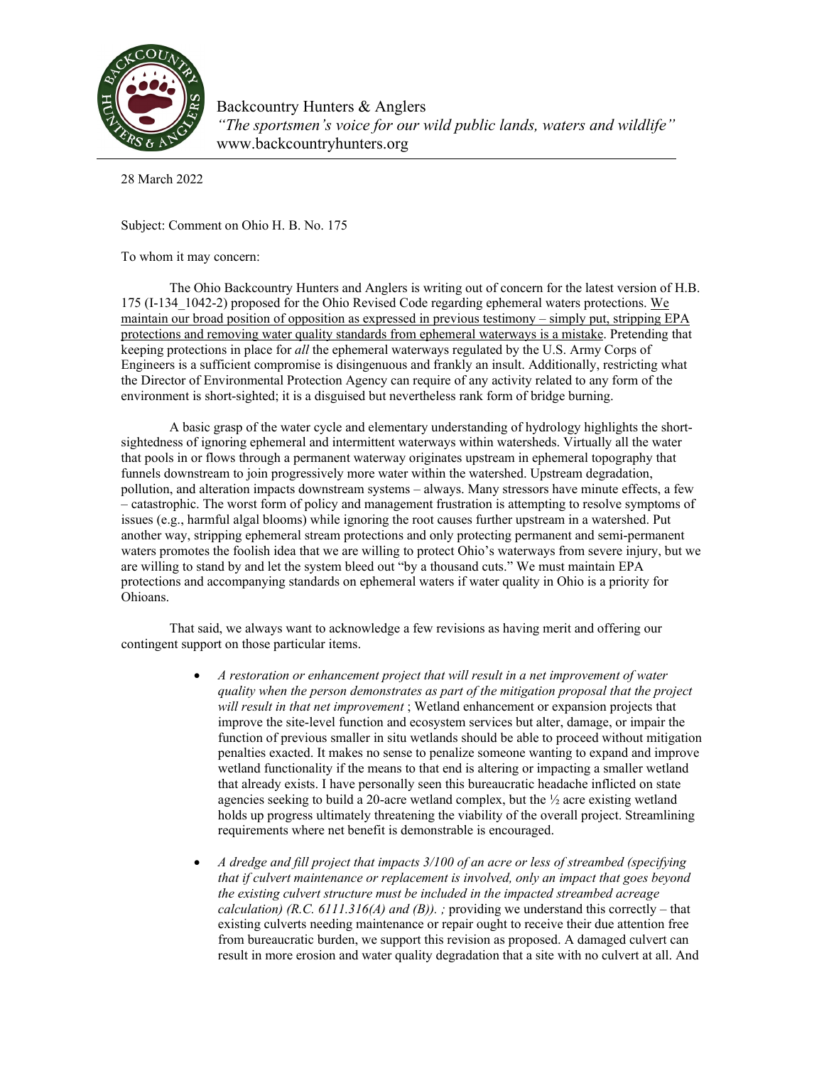Backcountry Hunters & Anglers
*"The sportsmen's voice for our wild public lands, waters and wildlife"*
www.backcountryhunters.org

---

28 March 2022

Subject: Comment on Ohio H. B. No. 175

To whom it may concern:

The Ohio Backcountry Hunters and Anglers is writing out of concern for the latest version of H.B. 175 (I-134_1042-2) proposed for the Ohio Revised Code regarding ephemeral waters protections. <u>We maintain our broad position of opposition as expressed in previous testimony – simply put, stripping EPA protections and removing water quality standards from ephemeral waterways is a mistake</u>. Pretending that keeping protections in place for *all* the ephemeral waterways regulated by the U.S. Army Corps of Engineers is a sufficient compromise is disingenuous and frankly an insult. Additionally, restricting what the Director of Environmental Protection Agency can require of any activity related to any form of the environment is short-sighted; it is a disguised but nevertheless rank form of bridge burning.

A basic grasp of the water cycle and elementary understanding of hydrology highlights the short-sightedness of ignoring ephemeral and intermittent waterways within watersheds. Virtually all the water that pools in or flows through a permanent waterway originates upstream in ephemeral topography that funnels downstream to join progressively more water within the watershed. Upstream degradation, pollution, and alteration impacts downstream systems – always. Many stressors have minute effects, a few – catastrophic. The worst form of policy and management frustration is attempting to resolve symptoms of issues (e.g., harmful algal blooms) while ignoring the root causes further upstream in a watershed. Put another way, stripping ephemeral stream protections and only protecting permanent and semi-permanent waters promotes the foolish idea that we are willing to protect Ohio's waterways from severe injury, but we are willing to stand by and let the system bleed out "by a thousand cuts." We must maintain EPA protections and accompanying standards on ephemeral waters if water quality in Ohio is a priority for Ohioans.

That said, we always want to acknowledge a few revisions as having merit and offering our contingent support on those particular items.

- *A restoration or enhancement project that will result in a net improvement of water quality when the person demonstrates as part of the mitigation proposal that the project will result in that net improvement* ; Wetland enhancement or expansion projects that improve the site-level function and ecosystem services but alter, damage, or impair the function of previous smaller in situ wetlands should be able to proceed without mitigation penalties exacted. It makes no sense to penalize someone wanting to expand and improve wetland functionality if the means to that end is altering or impacting a smaller wetland that already exists. I have personally seen this bureaucratic headache inflicted on state agencies seeking to build a 20-acre wetland complex, but the ½ acre existing wetland holds up progress ultimately threatening the viability of the overall project. Streamlining requirements where net benefit is demonstrable is encouraged.

- *A dredge and fill project that impacts 3/100 of an acre or less of streambed (specifying that if culvert maintenance or replacement is involved, only an impact that goes beyond the existing culvert structure must be included in the impacted streambed acreage calculation) (R.C. 6111.316(A) and (B)). ;* providing we understand this correctly – that existing culverts needing maintenance or repair ought to receive their due attention free from bureaucratic burden, we support this revision as proposed. A damaged culvert can result in more erosion and water quality degradation that a site with no culvert at all. And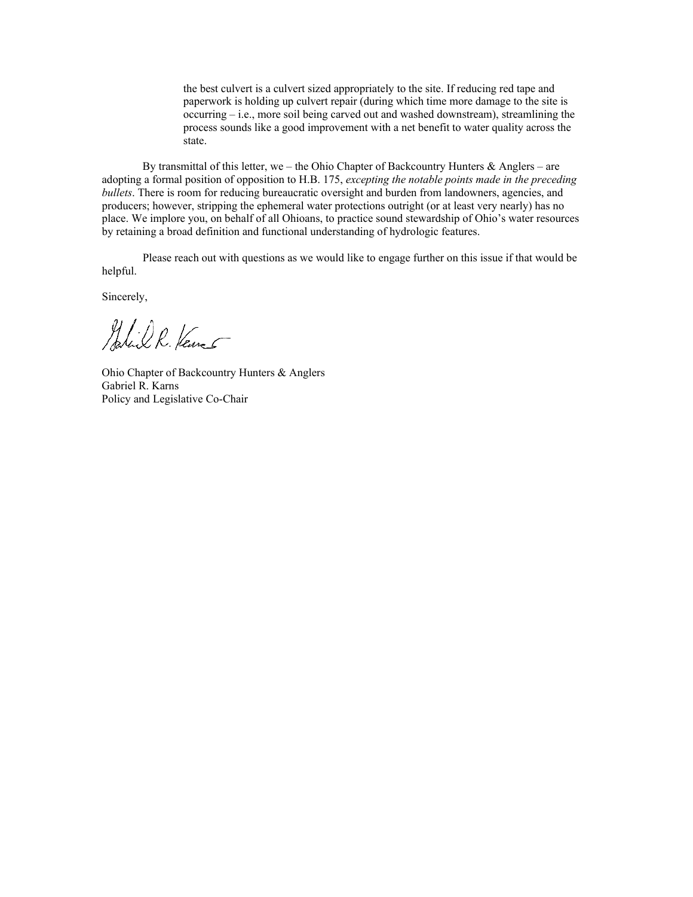the best culvert is a culvert sized appropriately to the site. If reducing red tape and paperwork is holding up culvert repair (during which time more damage to the site is occurring – i.e., more soil being carved out and washed downstream), streamlining the process sounds like a good improvement with a net benefit to water quality across the state.

By transmittal of this letter, we – the Ohio Chapter of Backcountry Hunters & Anglers – are adopting a formal position of opposition to H.B. 175, *excepting the notable points made in the preceding bullets*. There is room for reducing bureaucratic oversight and burden from landowners, agencies, and producers; however, stripping the ephemeral water protections outright (or at least very nearly) has no place. We implore you, on behalf of all Ohioans, to practice sound stewardship of Ohio's water resources by retaining a broad definition and functional understanding of hydrologic features.

Please reach out with questions as we would like to engage further on this issue if that would be helpful.

Sincerely,

Ohio Chapter of Backcountry Hunters & Anglers
Gabriel R. Karns
Policy and Legislative Co-Chair